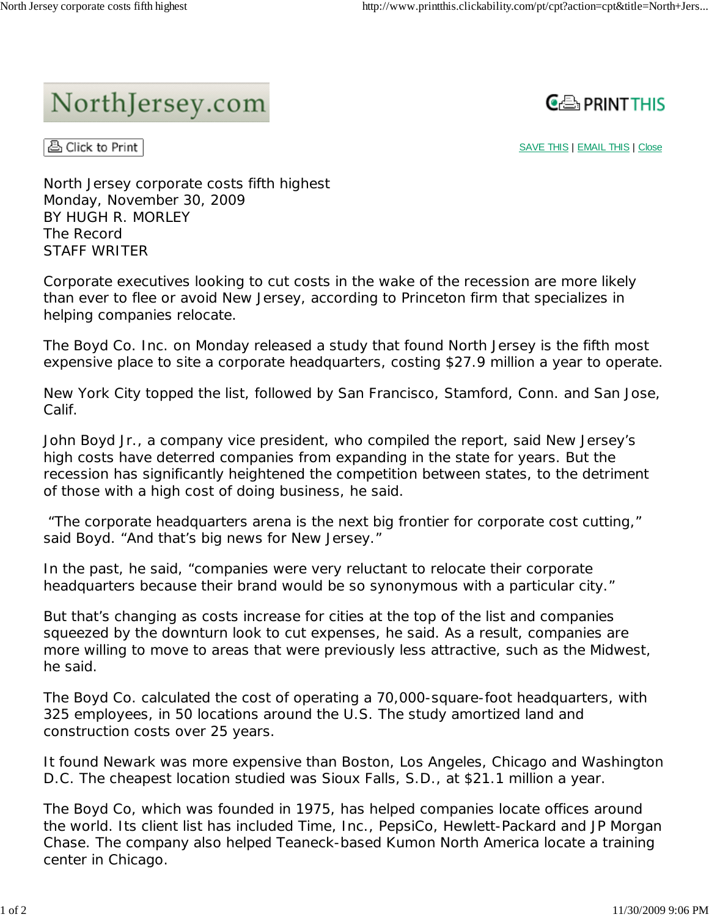NorthJersey.com

PRINT THIS

Click to Print

SAVE THIS | EMAIL THIS | Close

# North Jersey corporate costs fifth highest

Monday, November 30, 2009

BY HUGH R. MORLEY

The Record

STAFF WRITER

Corporate executives looking to cut costs in the wake of the recession are more likely than ever to flee or avoid New Jersey, according to Princeton firm that specializes in helping companies relocate.

The Boyd Co. Inc. on Monday released a study that found North Jersey is the fifth most expensive place to site a corporate headquarters, costing $27.9 million a year to operate.

New York City topped the list, followed by San Francisco, Stamford, Conn. and San Jose, Calif.

John Boyd Jr., a company vice president, who compiled the report, said New Jersey's high costs have deterred companies from expanding in the state for years. But the recession has significantly heightened the competition between states, to the detriment of those with a high cost of doing business, he said.

"The corporate headquarters arena is the next big frontier for corporate cost cutting," said Boyd. "And that's big news for New Jersey."

In the past, he said, "companies were very reluctant to relocate their corporate headquarters because their brand would be so synonymous with a particular city."

But that's changing as costs increase for cities at the top of the list and companies squeezed by the downturn look to cut expenses, he said. As a result, companies are more willing to move to areas that were previously less attractive, such as the Midwest, he said.

The Boyd Co. calculated the cost of operating a 70,000-square-foot headquarters, with 325 employees, in 50 locations around the U.S. The study amortized land and construction costs over 25 years.

It found Newark was more expensive than Boston, Los Angeles, Chicago and Washington D.C. The cheapest location studied was Sioux Falls, S.D., at $21.1 million a year.

The Boyd Co, which was founded in 1975, has helped companies locate offices around the world. Its client list has included Time, Inc., PepsiCo, Hewlett-Packard and JP Morgan Chase. The company also helped Teaneck-based Kumon North America locate a training center in Chicago.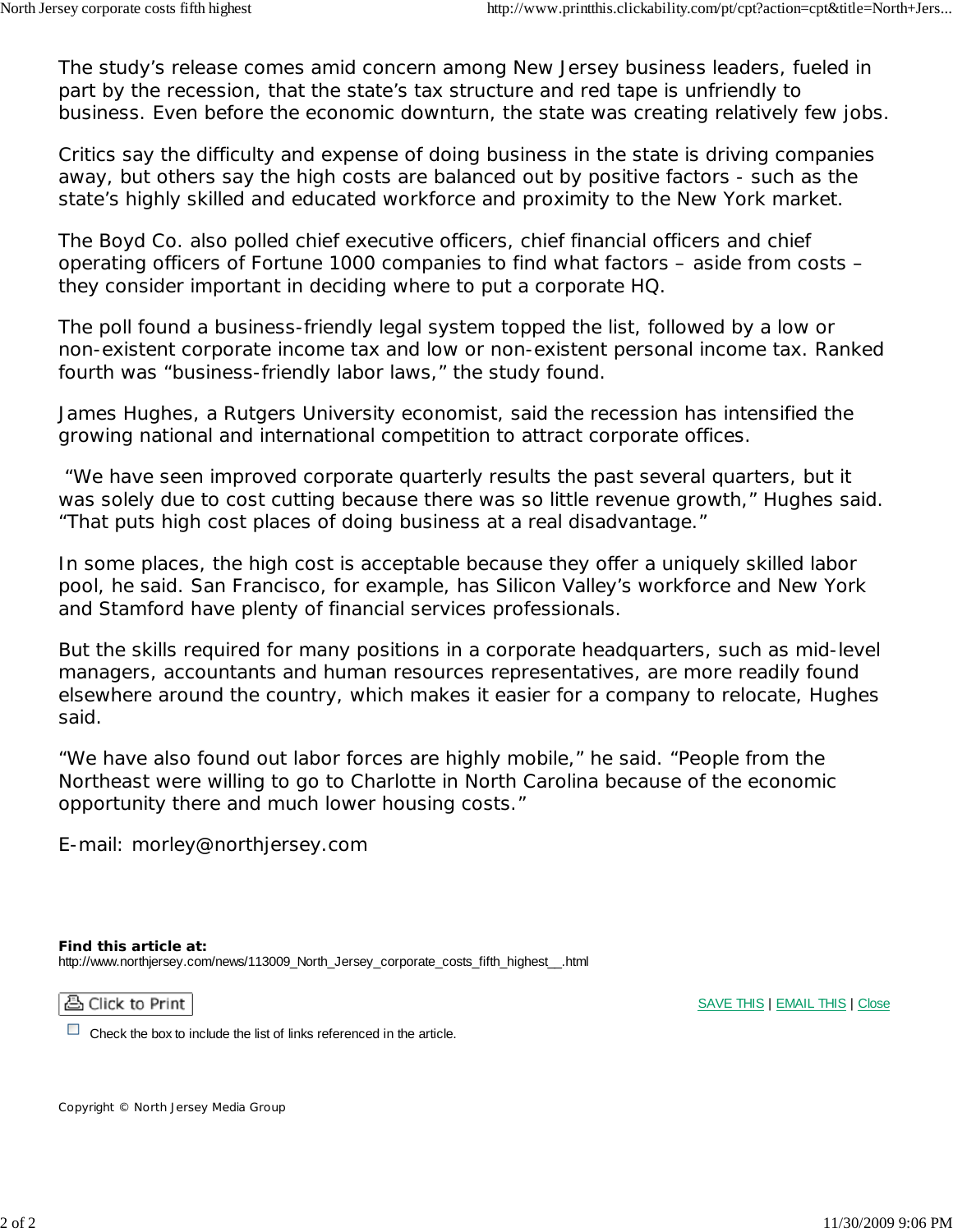The study's release comes amid concern among New Jersey business leaders, fueled in part by the recession, that the state's tax structure and red tape is unfriendly to business. Even before the economic downturn, the state was creating relatively few jobs.

Critics say the difficulty and expense of doing business in the state is driving companies away, but others say the high costs are balanced out by positive factors - such as the state's highly skilled and educated workforce and proximity to the New York market.

The Boyd Co. also polled chief executive officers, chief financial officers and chief operating officers of Fortune 1000 companies to find what factors – aside from costs – they consider important in deciding where to put a corporate HQ.

The poll found a business-friendly legal system topped the list, followed by a low or non-existent corporate income tax and low or non-existent personal income tax. Ranked fourth was "business-friendly labor laws," the study found.

James Hughes, a Rutgers University economist, said the recession has intensified the growing national and international competition to attract corporate offices.

"We have seen improved corporate quarterly results the past several quarters, but it was solely due to cost cutting because there was so little revenue growth," Hughes said. "That puts high cost places of doing business at a real disadvantage."

In some places, the high cost is acceptable because they offer a uniquely skilled labor pool, he said. San Francisco, for example, has Silicon Valley's workforce and New York and Stamford have plenty of financial services professionals.

But the skills required for many positions in a corporate headquarters, such as mid-level managers, accountants and human resources representatives, are more readily found elsewhere around the country, which makes it easier for a company to relocate, Hughes said.

"We have also found out labor forces are highly mobile," he said. "People from the Northeast were willing to go to Charlotte in North Carolina because of the economic opportunity there and much lower housing costs."

E-mail: morley@northjersey.com

**Find this article at:**
http://www.northjersey.com/news/113009_North_Jersey_corporate_costs_fifth_highest__.html

Click to Print

SAVE THIS | EMAIL THIS | Close

Check the box to include the list of links referenced in the article.

Copyright © North Jersey Media Group